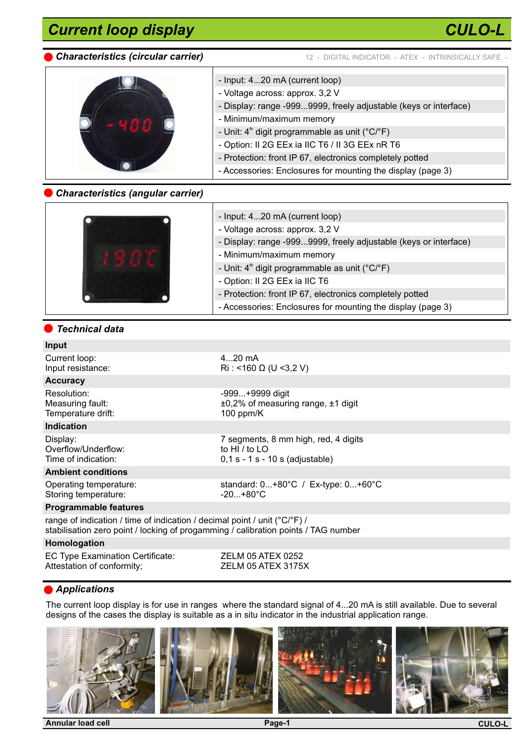# Current loop display CULO-L

## Characteristics (circular carrier)

12 - DIGITAL INDICATOR - ATEX - INTRINSICALLY SAFE -

- Input: 4...20 mA (current loop)
- Voltage across: approx. 3,2 V
- Display: range -999...9999, freely adjustable (keys or interface)
- Minimum/maximum memory
- Unit: 4th digit programmable as unit (°C/°F)
- Option: II 2G EEx ia IIC T6 / II 3G EEx nR T6
- Protection: front IP 67, electronics completely potted
- Accessories: Enclosures for mounting the display (page 3)

## Characteristics (angular carrier)

- Input: 4...20 mA (current loop)
- Voltage across: approx. 3,2 V
- Display: range -999...9999, freely adjustable (keys or interface)
- Minimum/maximum memory
- Unit: 4th digit programmable as unit (°C/°F)
- Option: II 2G EEx ia IIC T6
- Protection: front IP 67, electronics completely potted
- Accessories: Enclosures for mounting the display (page 3)

## Technical data

| | |
|---|---|
| **Input** | |
| Current loop: | 4...20 mA |
| Input resistance: | Ri : <160 Ω (U <3,2 V) |
| **Accuracy** | |
| Resolution: | -999...+9999 digit |
| Measuring fault: | ±0,2% of measuring range, ±1 digit |
| Temperature drift: | 100 ppm/K |
| **Indication** | |
| Display: | 7 segments, 8 mm high, red, 4 digits |
| Overflow/Underflow: | to HI / to LO |
| Time of indication: | 0,1 s - 1 s - 10 s (adjustable) |
| **Ambient conditions** | |
| Operating temperature: | standard: 0...+80°C / Ex-type: 0...+60°C |
| Storing temperature: | -20...+80°C |
| **Programmable features** | |
| range of indication / time of indication / decimal point / unit (°C/°F) / stabilisation zero point / locking of progamming / calibration points / TAG number | |
| **Homologation** | |
| EC Type Examination Certificate: | ZELM 05 ATEX 0252 |
| Attestation of conformity; | ZELM 05 ATEX 3175X |

## Applications

The current loop display is for use in ranges where the standard signal of 4...20 mA is still available. Due to several designs of the cases the display is suitable as a in situ indicator in the industrial application range.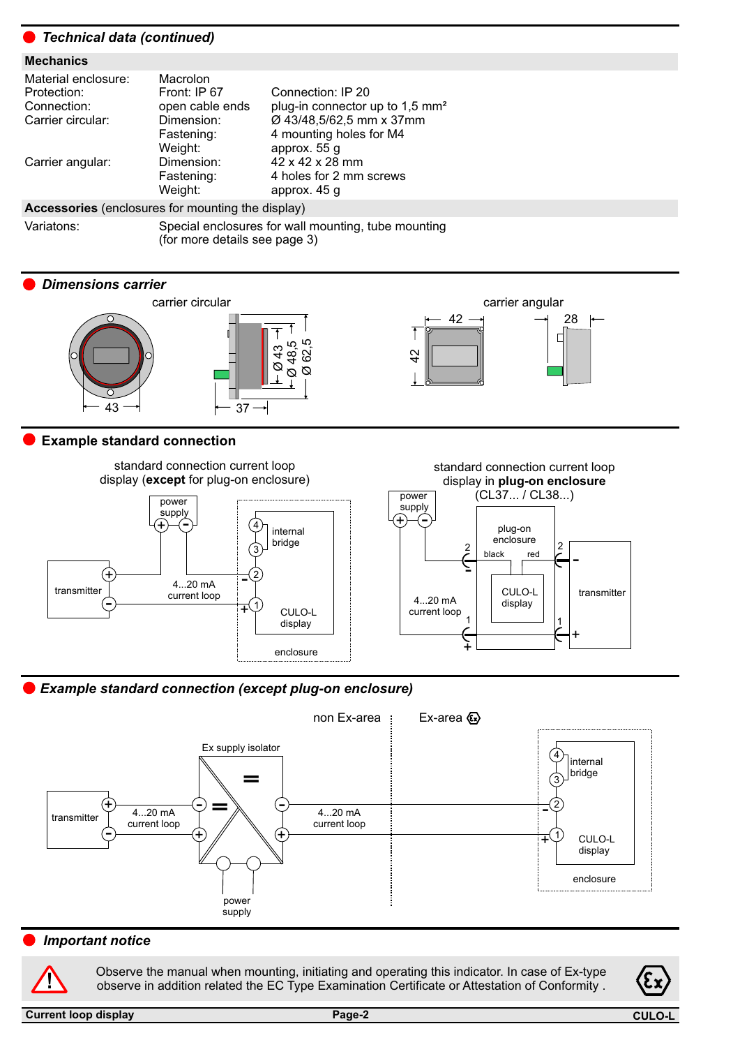## Technical data (continued)

**Mechanics**

| | | |
|---|---|---|
| Material enclosure: | Macrolon | |
| Protection: | Front: IP 67 | Connection: IP 20 |
| Connection: | open cable ends | plug-in connector up to 1,5 mm² |
| Carrier circular: | Dimension: | Ø 43/48,5/62,5 mm x 37mm |
| | Fastening: | 4 mounting holes for M4 |
| | Weight: | approx. 55 g |
| Carrier angular: | Dimension: | 42 x 42 x 28 mm |
| | Fastening: | 4 holes for 2 mm screws |
| | Weight: | approx. 45 g |

**Accessories** (enclosures for mounting the display)

| | |
|---|---|
| Variatons: | Special enclosures for wall mounting, tube mounting (for more details see page 3) |

## Dimensions carrier

carrier circular

43 — 37 — Ø 43 — Ø 48,5 — Ø 62,5

carrier angular

42 — 42 — 28

## Example standard connection

standard connection current loop display (**except** for plug-on enclosure)

power supply + − ; transmitter + − ; 4...20 mA current loop ; 4, 3 internal bridge ; − 2 ; + 1 ; CULO-L display ; enclosure

standard connection current loop display in **plug-on enclosure** (CL37... / CL38...)

power supply + − ; plug-on enclosure ; 2 black ; red 2 ; CULO-L display ; 4...20 mA current loop ; 1 ; transmitter − + ; 1 +

## Example standard connection (except plug-on enclosure)

non Ex-area | Ex-area

transmitter + − ; 4...20 mA current loop ; Ex supply isolator − + ; − + ; power supply ; 4...20 mA current loop ; 4, 3 internal bridge ; − 2 ; + 1 ; CULO-L display ; enclosure

## Important notice

Observe the manual when mounting, initiating and operating this indicator. In case of Ex-type observe in addition related the EC Type Examination Certificate or Attestation of Conformity .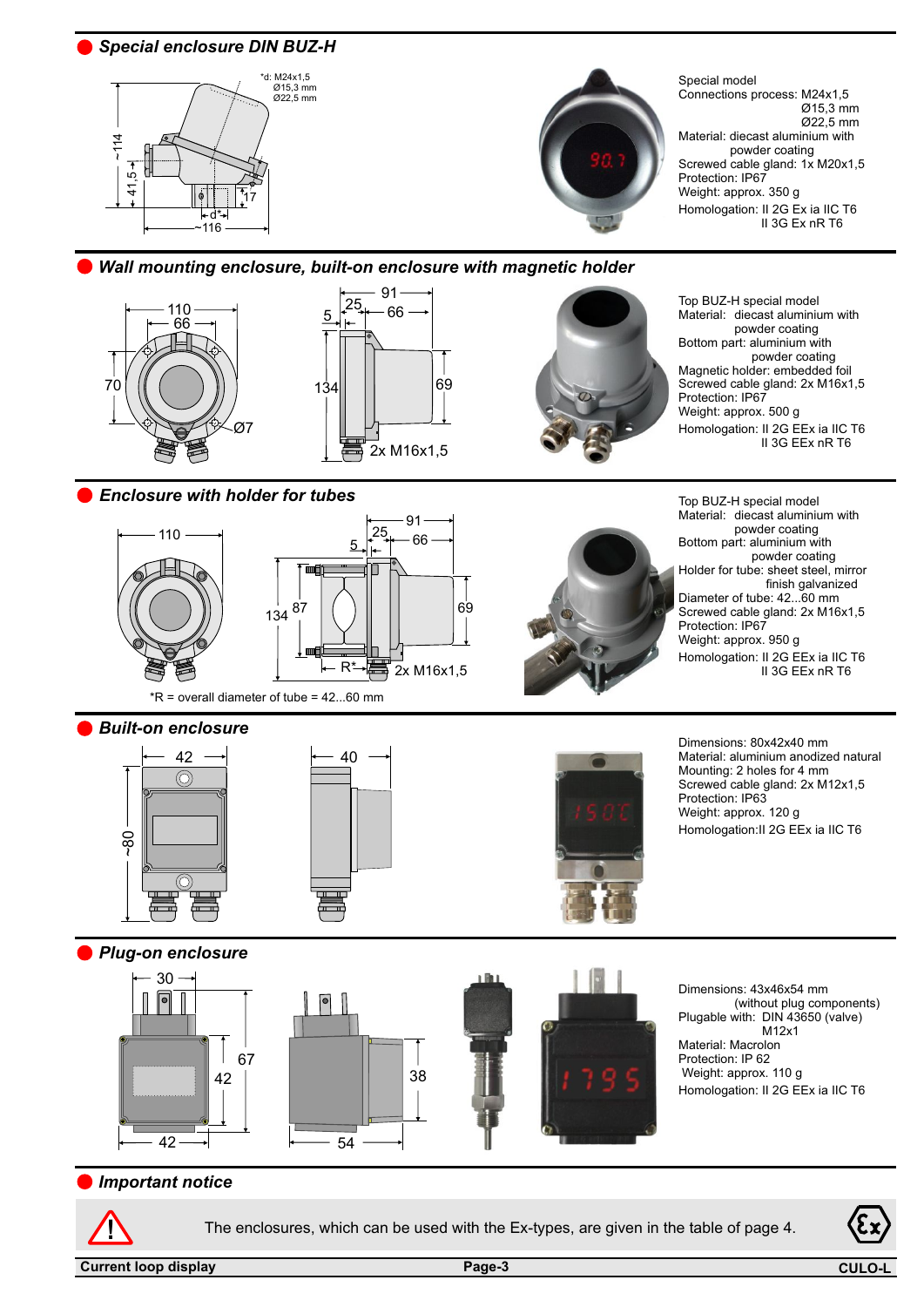## Special enclosure DIN BUZ-H

*d: M24x1,5
Ø15,3 mm
Ø22,5 mm

~114, 41,5, 17, d*, ~116

Special model
Connections process: M24x1,5
Ø15,3 mm
Ø22,5 mm
Material: diecast aluminium with powder coating
Screwed cable gland: 1x M20x1,5
Protection: IP67
Weight: approx. 350 g
Homologation: II 2G Ex ia IIC T6
II 3G Ex nR T6

## Wall mounting enclosure, built-on enclosure with magnetic holder

110, 66, 70, Ø7, 91, 25, 5, 66, 134, 69, 2x M16x1,5

Top BUZ-H special model
Material: diecast aluminium with powder coating
Bottom part: aluminium with powder coating
Magnetic holder: embedded foil
Screwed cable gland: 2x M16x1,5
Protection: IP67
Weight: approx. 500 g
Homologation: II 2G EEx ia IIC T6
II 3G EEx nR T6

## Enclosure with holder for tubes

110, 91, 25, 5, 66, 134, 87, 69, R*, 2x M16x1,5

*R = overall diameter of tube = 42...60 mm

Top BUZ-H special model
Material: diecast aluminium with powder coating
Bottom part: aluminium with powder coating
Holder for tube: sheet steel, mirror finish galvanized
Diameter of tube: 42...60 mm
Screwed cable gland: 2x M16x1,5
Protection: IP67
Weight: approx. 950 g
Homologation: II 2G EEx ia IIC T6
II 3G EEx nR T6

## Built-on enclosure

42, ~80, 40

Dimensions: 80x42x40 mm
Material: aluminium anodized natural
Mounting: 2 holes for 4 mm
Screwed cable gland: 2x M12x1,5
Protection: IP63
Weight: approx. 120 g
Homologation:II 2G EEx ia IIC T6

## Plug-on enclosure

30, 67, 42, 42, 38, 54

Dimensions: 43x46x54 mm
(without plug components)
Plugable with: DIN 43650 (valve)
M12x1
Material: Macrolon
Protection: IP 62
Weight: approx. 110 g
Homologation: II 2G EEx ia IIC T6

## Important notice

The enclosures, which can be used with the Ex-types, are given in the table of page 4.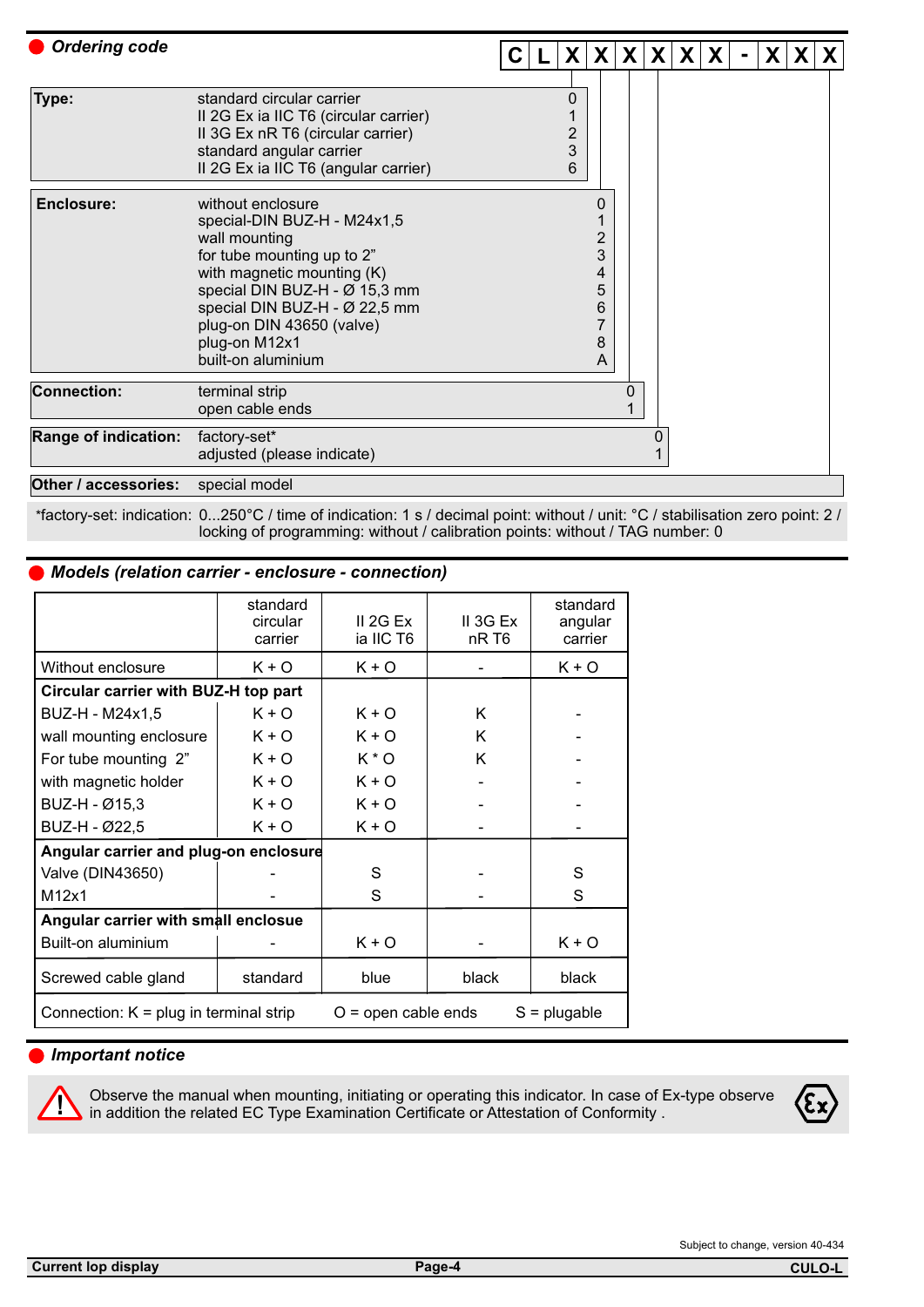## Ordering code

C L X X X X X X - X X X

| | | |
|---|---|---|
| **Type:** | standard circular carrier | 0 |
| | II 2G Ex ia IIC T6 (circular carrier) | 1 |
| | II 3G Ex nR T6 (circular carrier) | 2 |
| | standard angular carrier | 3 |
| | II 2G Ex ia IIC T6 (angular carrier) | 6 |
| **Enclosure:** | without enclosure | 0 |
| | special-DIN BUZ-H - M24x1,5 | 1 |
| | wall mounting | 2 |
| | for tube mounting up to 2” | 3 |
| | with magnetic mounting (K) | 4 |
| | special DIN BUZ-H - Ø 15,3 mm | 5 |
| | special DIN BUZ-H - Ø 22,5 mm | 6 |
| | plug-on DIN 43650 (valve) | 7 |
| | plug-on M12x1 | 8 |
| | built-on aluminium | A |
| **Connection:** | terminal strip | 0 |
| | open cable ends | 1 |
| **Range of indication:** | factory-set* | 0 |
| | adjusted (please indicate) | 1 |
| **Other / accessories:** | special model | |

*factory-set: indication: 0...250°C / time of indication: 1 s / decimal point: without / unit: °C / stabilisation zero point: 2 / locking of programming: without / calibration points: without / TAG number: 0

## Models (relation carrier - enclosure - connection)

| | standard circular carrier | II 2G Ex ia IIC T6 | II 3G Ex nR T6 | standard angular carrier |
|---|---|---|---|---|
| Without enclosure | K + O | K + O | - | K + O |
| **Circular carrier with BUZ-H top part** | | | | |
| BUZ-H - M24x1,5 | K + O | K + O | K | - |
| wall mounting enclosure | K + O | K + O | K | - |
| For tube mounting 2” | K + O | K * O | K | - |
| with magnetic holder | K + O | K + O | - | - |
| BUZ-H - Ø15,3 | K + O | K + O | - | - |
| BUZ-H - Ø22,5 | K + O | K + O | - | - |
| **Angular carrier and plug-on enclosure** | | | | |
| Valve (DIN43650) | - | S | - | S |
| M12x1 | - | S | - | S |
| **Angular carrier with small enclosue** | | | | |
| Built-on aluminium | - | K + O | - | K + O |
| Screwed cable gland | standard | blue | black | black |

Connection: K = plug in terminal strip O = open cable ends S = plugable

## Important notice

Observe the manual when mounting, initiating or operating this indicator. In case of Ex-type observe in addition the related EC Type Examination Certificate or Attestation of Conformity .

Subject to change, version 40-434